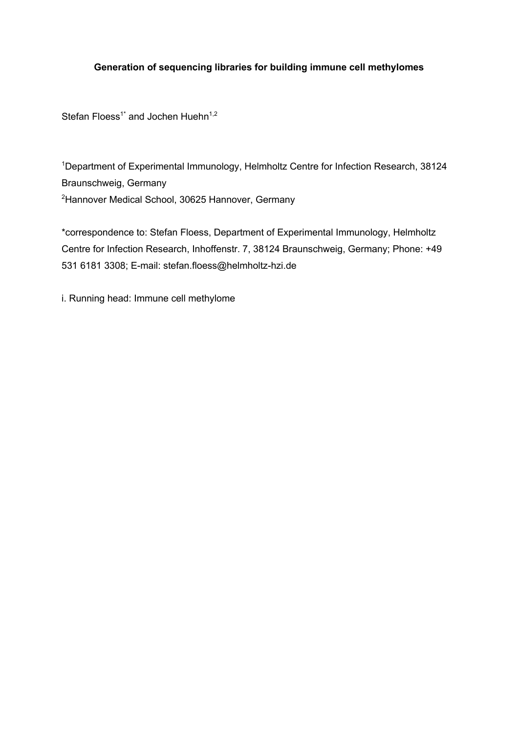**Generation of sequencing libraries for building immune cell methylomes**

Stefan Floess[1*] and Jochen Huehn[1,2]

[1]Department of Experimental Immunology, Helmholtz Centre for Infection Research, 38124 Braunschweig, Germany

[2]Hannover Medical School, 30625 Hannover, Germany

*correspondence to: Stefan Floess, Department of Experimental Immunology, Helmholtz Centre for Infection Research, Inhoffenstr. 7, 38124 Braunschweig, Germany; Phone: +49 531 6181 3308; E-mail: stefan.floess@helmholtz-hzi.de

i. Running head: Immune cell methylome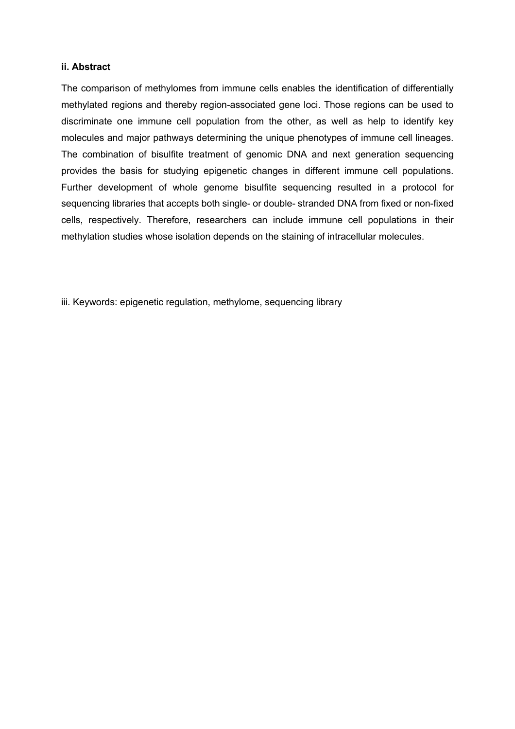### ii. Abstract

The comparison of methylomes from immune cells enables the identification of differentially methylated regions and thereby region-associated gene loci. Those regions can be used to discriminate one immune cell population from the other, as well as help to identify key molecules and major pathways determining the unique phenotypes of immune cell lineages. The combination of bisulfite treatment of genomic DNA and next generation sequencing provides the basis for studying epigenetic changes in different immune cell populations. Further development of whole genome bisulfite sequencing resulted in a protocol for sequencing libraries that accepts both single- or double- stranded DNA from fixed or non-fixed cells, respectively. Therefore, researchers can include immune cell populations in their methylation studies whose isolation depends on the staining of intracellular molecules.

iii. Keywords: epigenetic regulation, methylome, sequencing library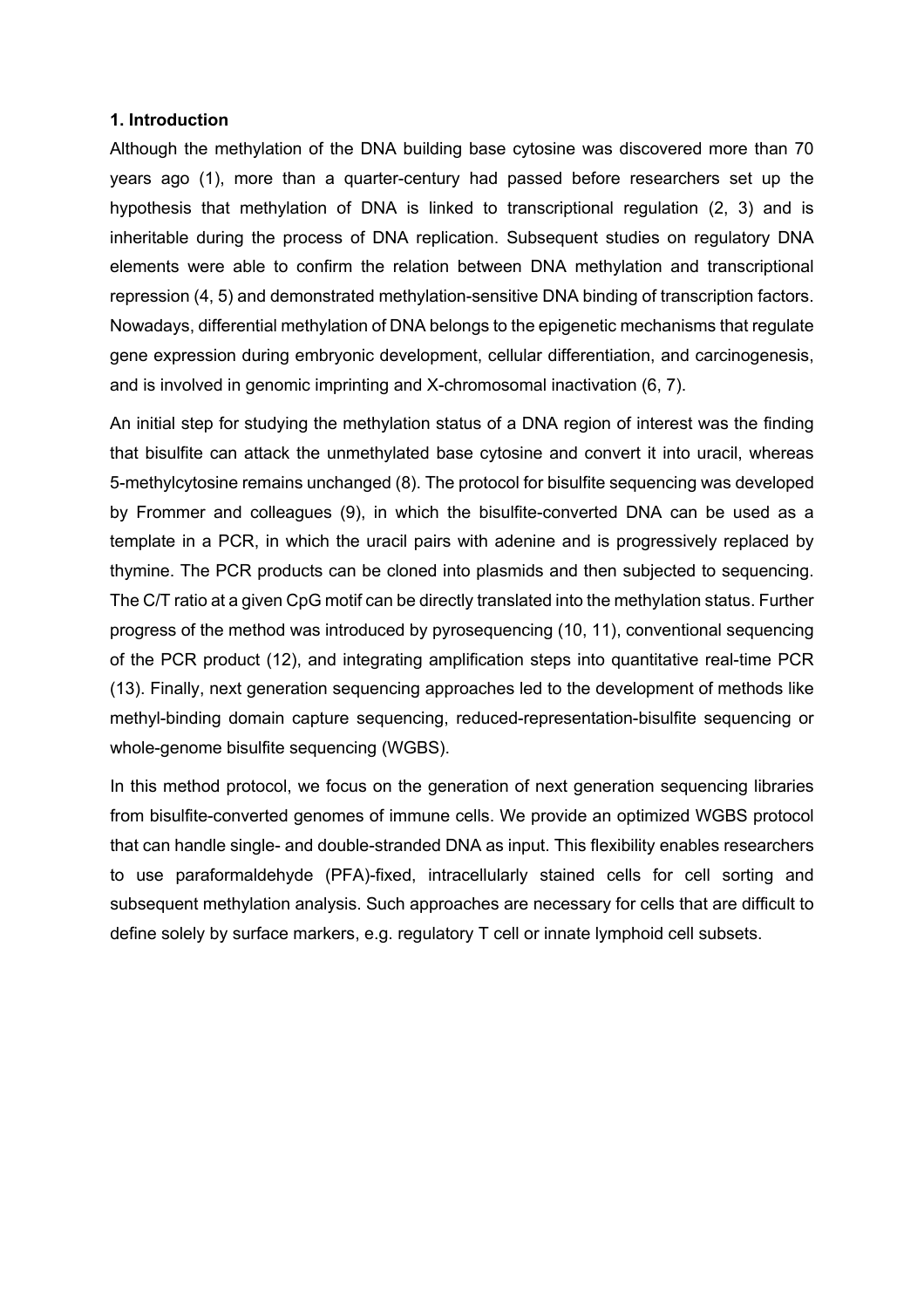## 1. Introduction

Although the methylation of the DNA building base cytosine was discovered more than 70 years ago (1), more than a quarter-century had passed before researchers set up the hypothesis that methylation of DNA is linked to transcriptional regulation (2, 3) and is inheritable during the process of DNA replication. Subsequent studies on regulatory DNA elements were able to confirm the relation between DNA methylation and transcriptional repression (4, 5) and demonstrated methylation-sensitive DNA binding of transcription factors. Nowadays, differential methylation of DNA belongs to the epigenetic mechanisms that regulate gene expression during embryonic development, cellular differentiation, and carcinogenesis, and is involved in genomic imprinting and X-chromosomal inactivation (6, 7).

An initial step for studying the methylation status of a DNA region of interest was the finding that bisulfite can attack the unmethylated base cytosine and convert it into uracil, whereas 5-methylcytosine remains unchanged (8). The protocol for bisulfite sequencing was developed by Frommer and colleagues (9), in which the bisulfite-converted DNA can be used as a template in a PCR, in which the uracil pairs with adenine and is progressively replaced by thymine. The PCR products can be cloned into plasmids and then subjected to sequencing. The C/T ratio at a given CpG motif can be directly translated into the methylation status. Further progress of the method was introduced by pyrosequencing (10, 11), conventional sequencing of the PCR product (12), and integrating amplification steps into quantitative real-time PCR (13). Finally, next generation sequencing approaches led to the development of methods like methyl-binding domain capture sequencing, reduced-representation-bisulfite sequencing or whole-genome bisulfite sequencing (WGBS).

In this method protocol, we focus on the generation of next generation sequencing libraries from bisulfite-converted genomes of immune cells. We provide an optimized WGBS protocol that can handle single- and double-stranded DNA as input. This flexibility enables researchers to use paraformaldehyde (PFA)-fixed, intracellularly stained cells for cell sorting and subsequent methylation analysis. Such approaches are necessary for cells that are difficult to define solely by surface markers, e.g. regulatory T cell or innate lymphoid cell subsets.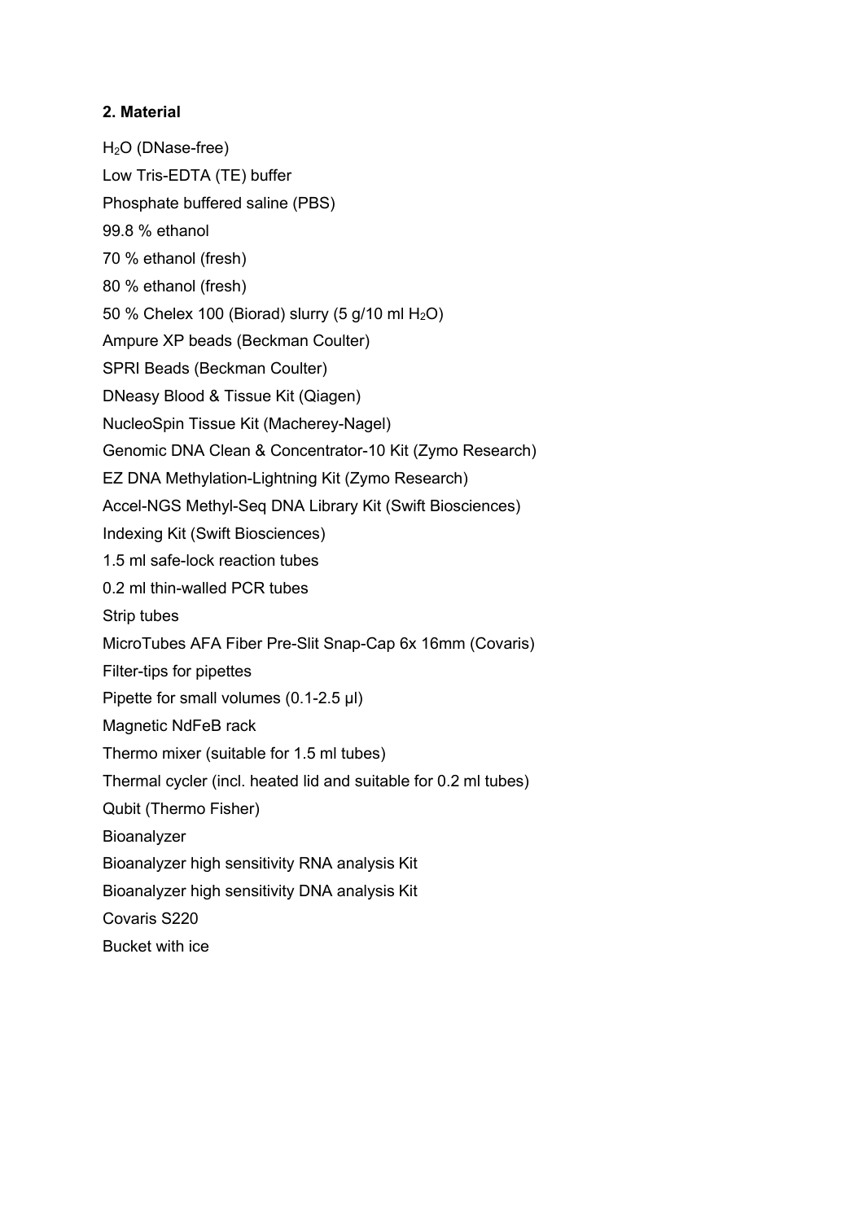## 2. Material

$H_2O$ (DNase-free)

Low Tris-EDTA (TE) buffer

Phosphate buffered saline (PBS)

99.8 % ethanol

70 % ethanol (fresh)

80 % ethanol (fresh)

50 % Chelex 100 (Biorad) slurry (5 g/10 ml $H_2O$)

Ampure XP beads (Beckman Coulter)

SPRI Beads (Beckman Coulter)

DNeasy Blood & Tissue Kit (Qiagen)

NucleoSpin Tissue Kit (Macherey-Nagel)

Genomic DNA Clean & Concentrator-10 Kit (Zymo Research)

EZ DNA Methylation-Lightning Kit (Zymo Research)

Accel-NGS Methyl-Seq DNA Library Kit (Swift Biosciences)

Indexing Kit (Swift Biosciences)

1.5 ml safe-lock reaction tubes

0.2 ml thin-walled PCR tubes

Strip tubes

MicroTubes AFA Fiber Pre-Slit Snap-Cap 6x 16mm (Covaris)

Filter-tips for pipettes

Pipette for small volumes (0.1-2.5 µl)

Magnetic NdFeB rack

Thermo mixer (suitable for 1.5 ml tubes)

Thermal cycler (incl. heated lid and suitable for 0.2 ml tubes)

Qubit (Thermo Fisher)

Bioanalyzer

Bioanalyzer high sensitivity RNA analysis Kit

Bioanalyzer high sensitivity DNA analysis Kit

Covaris S220

Bucket with ice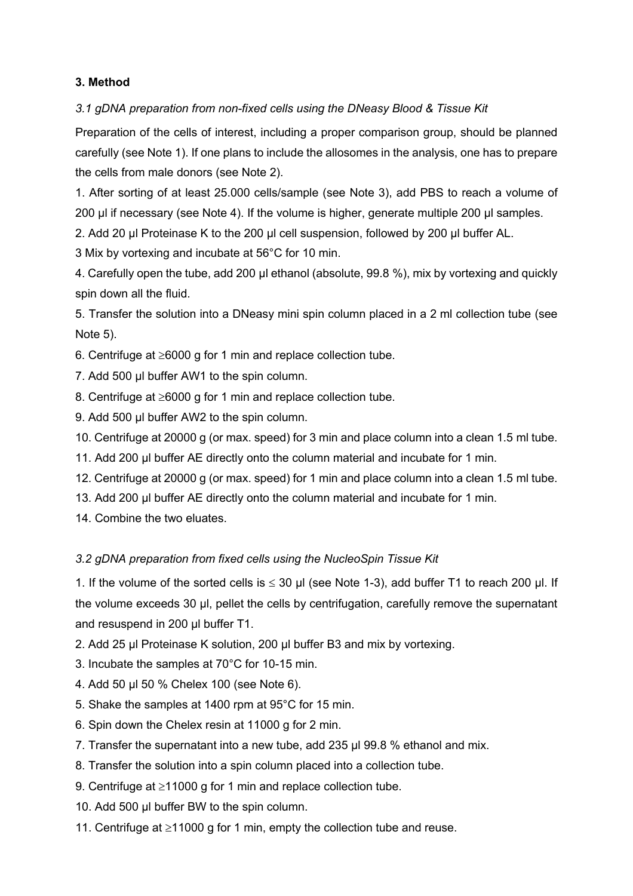**3. Method**

*3.1 gDNA preparation from non-fixed cells using the DNeasy Blood & Tissue Kit*

Preparation of the cells of interest, including a proper comparison group, should be planned carefully (see Note 1). If one plans to include the allosomes in the analysis, one has to prepare the cells from male donors (see Note 2).

1. After sorting of at least 25.000 cells/sample (see Note 3), add PBS to reach a volume of 200 µl if necessary (see Note 4). If the volume is higher, generate multiple 200 µl samples.

2. Add 20 µl Proteinase K to the 200 µl cell suspension, followed by 200 µl buffer AL.

3 Mix by vortexing and incubate at 56°C for 10 min.

4. Carefully open the tube, add 200 µl ethanol (absolute, 99.8 %), mix by vortexing and quickly spin down all the fluid.

5. Transfer the solution into a DNeasy mini spin column placed in a 2 ml collection tube (see Note 5).

6. Centrifuge at ≥6000 g for 1 min and replace collection tube.

7. Add 500 µl buffer AW1 to the spin column.

8. Centrifuge at ≥6000 g for 1 min and replace collection tube.

9. Add 500 µl buffer AW2 to the spin column.

10. Centrifuge at 20000 g (or max. speed) for 3 min and place column into a clean 1.5 ml tube.

11. Add 200 µl buffer AE directly onto the column material and incubate for 1 min.

12. Centrifuge at 20000 g (or max. speed) for 1 min and place column into a clean 1.5 ml tube.

13. Add 200 µl buffer AE directly onto the column material and incubate for 1 min.

14. Combine the two eluates.

*3.2 gDNA preparation from fixed cells using the NucleoSpin Tissue Kit*

1. If the volume of the sorted cells is ≤ 30 µl (see Note 1-3), add buffer T1 to reach 200 µl. If the volume exceeds 30 µl, pellet the cells by centrifugation, carefully remove the supernatant and resuspend in 200 µl buffer T1.

2. Add 25 µl Proteinase K solution, 200 µl buffer B3 and mix by vortexing.

3. Incubate the samples at 70°C for 10-15 min.

4. Add 50 µl 50 % Chelex 100 (see Note 6).

5. Shake the samples at 1400 rpm at 95°C for 15 min.

6. Spin down the Chelex resin at 11000 g for 2 min.

7. Transfer the supernatant into a new tube, add 235 µl 99.8 % ethanol and mix.

8. Transfer the solution into a spin column placed into a collection tube.

9. Centrifuge at ≥11000 g for 1 min and replace collection tube.

10. Add 500 µl buffer BW to the spin column.

11. Centrifuge at ≥11000 g for 1 min, empty the collection tube and reuse.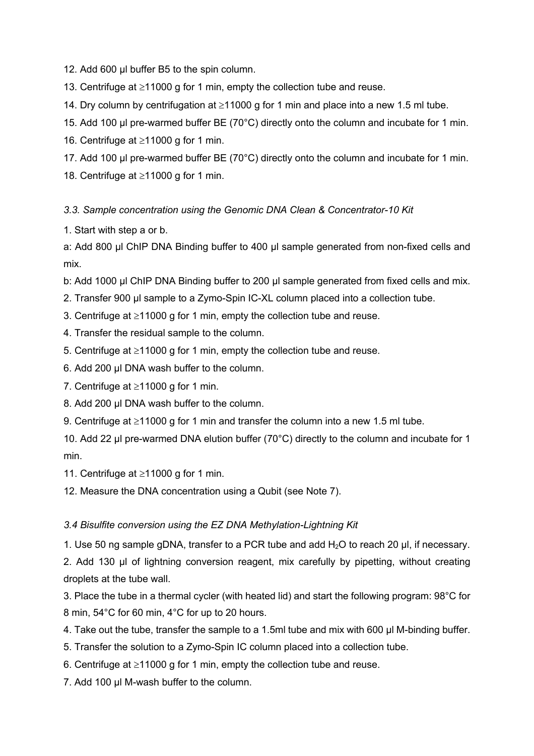12. Add 600 µl buffer B5 to the spin column.

13. Centrifuge at ≥11000 g for 1 min, empty the collection tube and reuse.

14. Dry column by centrifugation at ≥11000 g for 1 min and place into a new 1.5 ml tube.

15. Add 100 µl pre-warmed buffer BE (70°C) directly onto the column and incubate for 1 min.

16. Centrifuge at ≥11000 g for 1 min.

17. Add 100 µl pre-warmed buffer BE (70°C) directly onto the column and incubate for 1 min.

18. Centrifuge at ≥11000 g for 1 min.

*3.3. Sample concentration using the Genomic DNA Clean & Concentrator-10 Kit*

1. Start with step a or b.

a: Add 800 µl ChIP DNA Binding buffer to 400 µl sample generated from non-fixed cells and mix.

b: Add 1000 µl ChIP DNA Binding buffer to 200 µl sample generated from fixed cells and mix.

2. Transfer 900 µl sample to a Zymo-Spin IC-XL column placed into a collection tube.

3. Centrifuge at ≥11000 g for 1 min, empty the collection tube and reuse.

4. Transfer the residual sample to the column.

5. Centrifuge at ≥11000 g for 1 min, empty the collection tube and reuse.

6. Add 200 µl DNA wash buffer to the column.

7. Centrifuge at ≥11000 g for 1 min.

8. Add 200 µl DNA wash buffer to the column.

9. Centrifuge at ≥11000 g for 1 min and transfer the column into a new 1.5 ml tube.

10. Add 22 µl pre-warmed DNA elution buffer (70°C) directly to the column and incubate for 1 min.

11. Centrifuge at ≥11000 g for 1 min.

12. Measure the DNA concentration using a Qubit (see Note 7).

*3.4 Bisulfite conversion using the EZ DNA Methylation-Lightning Kit*

1. Use 50 ng sample gDNA, transfer to a PCR tube and add $H_2O$ to reach 20 µl, if necessary.

2. Add 130 µl of lightning conversion reagent, mix carefully by pipetting, without creating droplets at the tube wall.

3. Place the tube in a thermal cycler (with heated lid) and start the following program: 98°C for 8 min, 54°C for 60 min, 4°C for up to 20 hours.

4. Take out the tube, transfer the sample to a 1.5ml tube and mix with 600 µl M-binding buffer.

5. Transfer the solution to a Zymo-Spin IC column placed into a collection tube.

6. Centrifuge at ≥11000 g for 1 min, empty the collection tube and reuse.

7. Add 100 µl M-wash buffer to the column.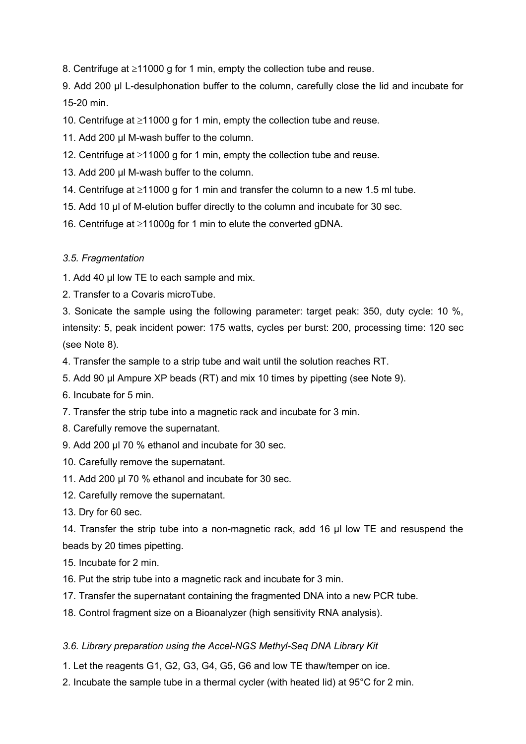8. Centrifuge at ≥11000 g for 1 min, empty the collection tube and reuse.

9. Add 200 µl L-desulphonation buffer to the column, carefully close the lid and incubate for 15-20 min.

10. Centrifuge at ≥11000 g for 1 min, empty the collection tube and reuse.

11. Add 200 µl M-wash buffer to the column.

12. Centrifuge at ≥11000 g for 1 min, empty the collection tube and reuse.

13. Add 200 µl M-wash buffer to the column.

14. Centrifuge at ≥11000 g for 1 min and transfer the column to a new 1.5 ml tube.

15. Add 10 µl of M-elution buffer directly to the column and incubate for 30 sec.

16. Centrifuge at ≥11000g for 1 min to elute the converted gDNA.

*3.5. Fragmentation*

1. Add 40 µl low TE to each sample and mix.

2. Transfer to a Covaris microTube.

3. Sonicate the sample using the following parameter: target peak: 350, duty cycle: 10 %, intensity: 5, peak incident power: 175 watts, cycles per burst: 200, processing time: 120 sec (see Note 8).

4. Transfer the sample to a strip tube and wait until the solution reaches RT.

5. Add 90 µl Ampure XP beads (RT) and mix 10 times by pipetting (see Note 9).

6. Incubate for 5 min.

7. Transfer the strip tube into a magnetic rack and incubate for 3 min.

8. Carefully remove the supernatant.

9. Add 200 µl 70 % ethanol and incubate for 30 sec.

10. Carefully remove the supernatant.

11. Add 200 µl 70 % ethanol and incubate for 30 sec.

12. Carefully remove the supernatant.

13. Dry for 60 sec.

14. Transfer the strip tube into a non-magnetic rack, add 16 µl low TE and resuspend the beads by 20 times pipetting.

15. Incubate for 2 min.

16. Put the strip tube into a magnetic rack and incubate for 3 min.

17. Transfer the supernatant containing the fragmented DNA into a new PCR tube.

18. Control fragment size on a Bioanalyzer (high sensitivity RNA analysis).

*3.6. Library preparation using the Accel-NGS Methyl-Seq DNA Library Kit*

1. Let the reagents G1, G2, G3, G4, G5, G6 and low TE thaw/temper on ice.

2. Incubate the sample tube in a thermal cycler (with heated lid) at 95°C for 2 min.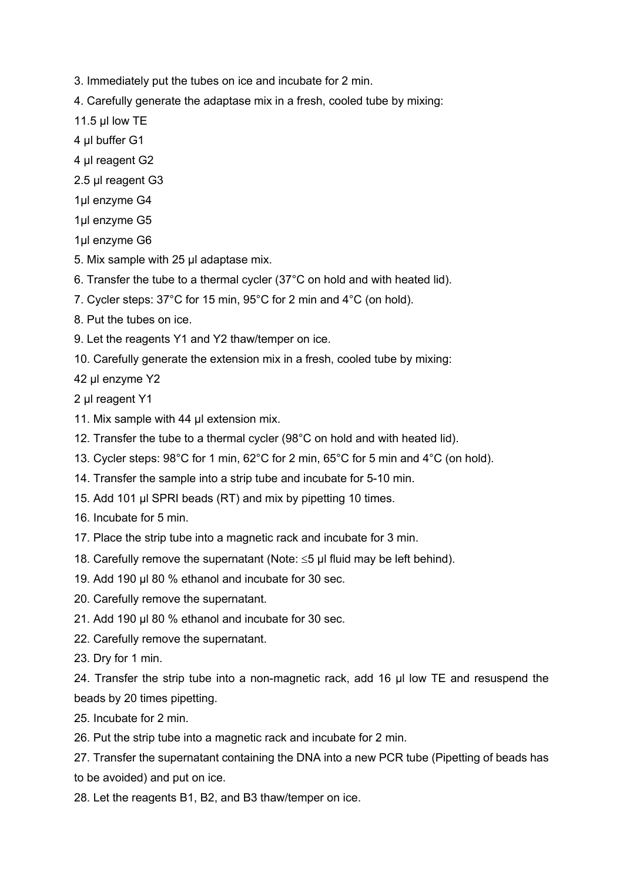3. Immediately put the tubes on ice and incubate for 2 min.

4. Carefully generate the adaptase mix in a fresh, cooled tube by mixing:

11.5 µl low TE

4 µl buffer G1

4 µl reagent G2

2.5 µl reagent G3

1µl enzyme G4

1µl enzyme G5

1µl enzyme G6

5. Mix sample with 25 µl adaptase mix.

6. Transfer the tube to a thermal cycler (37°C on hold and with heated lid).

7. Cycler steps: 37°C for 15 min, 95°C for 2 min and 4°C (on hold).

8. Put the tubes on ice.

9. Let the reagents Y1 and Y2 thaw/temper on ice.

10. Carefully generate the extension mix in a fresh, cooled tube by mixing:

42 µl enzyme Y2

2 µl reagent Y1

11. Mix sample with 44 µl extension mix.

12. Transfer the tube to a thermal cycler (98°C on hold and with heated lid).

13. Cycler steps: 98°C for 1 min, 62°C for 2 min, 65°C for 5 min and 4°C (on hold).

14. Transfer the sample into a strip tube and incubate for 5-10 min.

15. Add 101 µl SPRI beads (RT) and mix by pipetting 10 times.

16. Incubate for 5 min.

17. Place the strip tube into a magnetic rack and incubate for 3 min.

18. Carefully remove the supernatant (Note: ≤5 µl fluid may be left behind).

19. Add 190 µl 80 % ethanol and incubate for 30 sec.

20. Carefully remove the supernatant.

21. Add 190 µl 80 % ethanol and incubate for 30 sec.

22. Carefully remove the supernatant.

23. Dry for 1 min.

24. Transfer the strip tube into a non-magnetic rack, add 16 µl low TE and resuspend the beads by 20 times pipetting.

25. Incubate for 2 min.

26. Put the strip tube into a magnetic rack and incubate for 2 min.

27. Transfer the supernatant containing the DNA into a new PCR tube (Pipetting of beads has to be avoided) and put on ice.

28. Let the reagents B1, B2, and B3 thaw/temper on ice.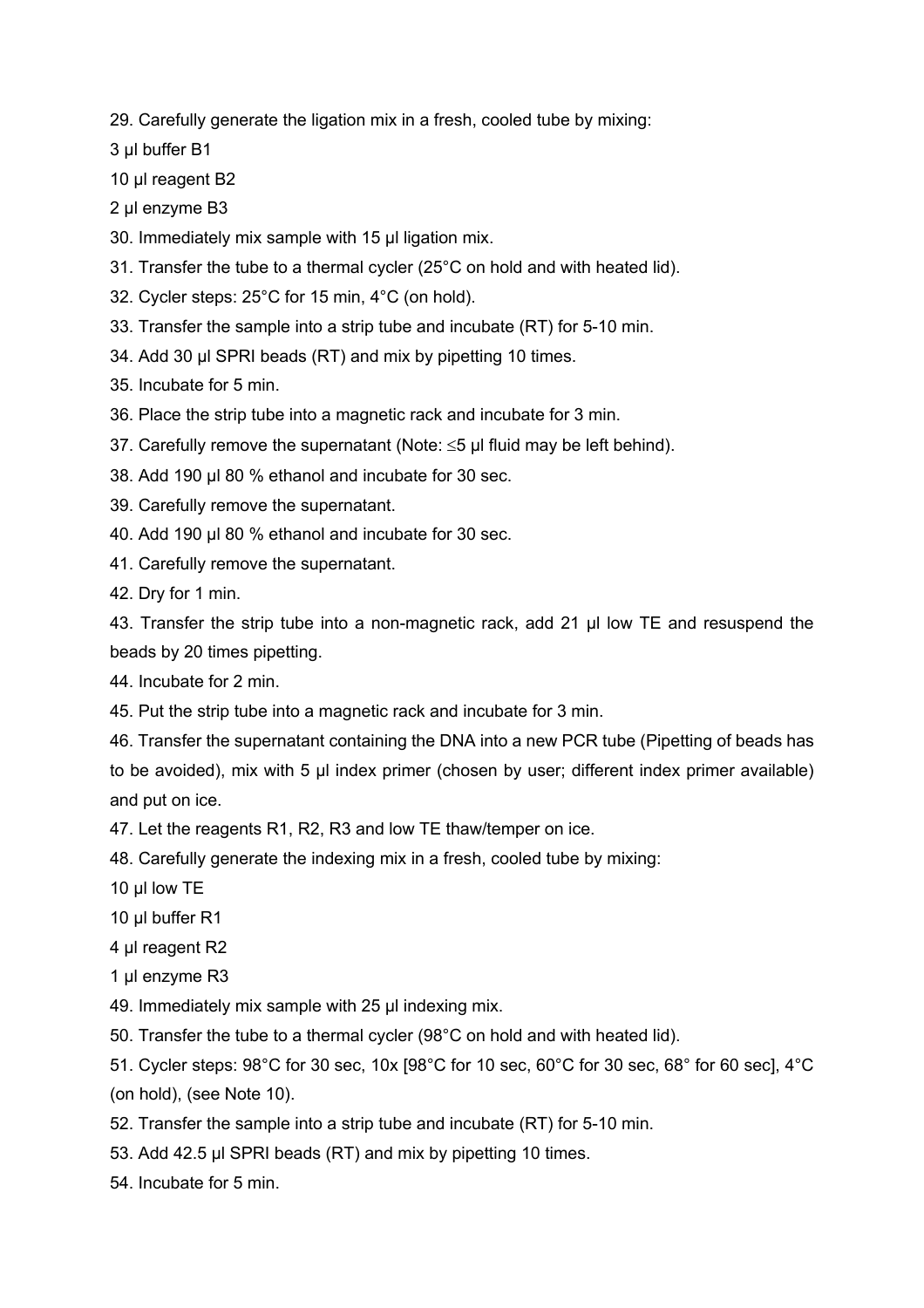29. Carefully generate the ligation mix in a fresh, cooled tube by mixing:

3 µl buffer B1

10 µl reagent B2

2 µl enzyme B3

30. Immediately mix sample with 15 µl ligation mix.

31. Transfer the tube to a thermal cycler (25°C on hold and with heated lid).

32. Cycler steps: 25°C for 15 min, 4°C (on hold).

33. Transfer the sample into a strip tube and incubate (RT) for 5-10 min.

34. Add 30 µl SPRI beads (RT) and mix by pipetting 10 times.

35. Incubate for 5 min.

36. Place the strip tube into a magnetic rack and incubate for 3 min.

37. Carefully remove the supernatant (Note: ≤5 µl fluid may be left behind).

38. Add 190 µl 80 % ethanol and incubate for 30 sec.

39. Carefully remove the supernatant.

40. Add 190 µl 80 % ethanol and incubate for 30 sec.

41. Carefully remove the supernatant.

42. Dry for 1 min.

43. Transfer the strip tube into a non-magnetic rack, add 21 µl low TE and resuspend the beads by 20 times pipetting.

44. Incubate for 2 min.

45. Put the strip tube into a magnetic rack and incubate for 3 min.

46. Transfer the supernatant containing the DNA into a new PCR tube (Pipetting of beads has to be avoided), mix with 5 µl index primer (chosen by user; different index primer available) and put on ice.

47. Let the reagents R1, R2, R3 and low TE thaw/temper on ice.

48. Carefully generate the indexing mix in a fresh, cooled tube by mixing:

10 µl low TE

10 µl buffer R1

4 µl reagent R2

1 µl enzyme R3

49. Immediately mix sample with 25 µl indexing mix.

50. Transfer the tube to a thermal cycler (98°C on hold and with heated lid).

51. Cycler steps: 98°C for 30 sec, 10x [98°C for 10 sec, 60°C for 30 sec, 68° for 60 sec], 4°C (on hold), (see Note 10).

52. Transfer the sample into a strip tube and incubate (RT) for 5-10 min.

53. Add 42.5 µl SPRI beads (RT) and mix by pipetting 10 times.

54. Incubate for 5 min.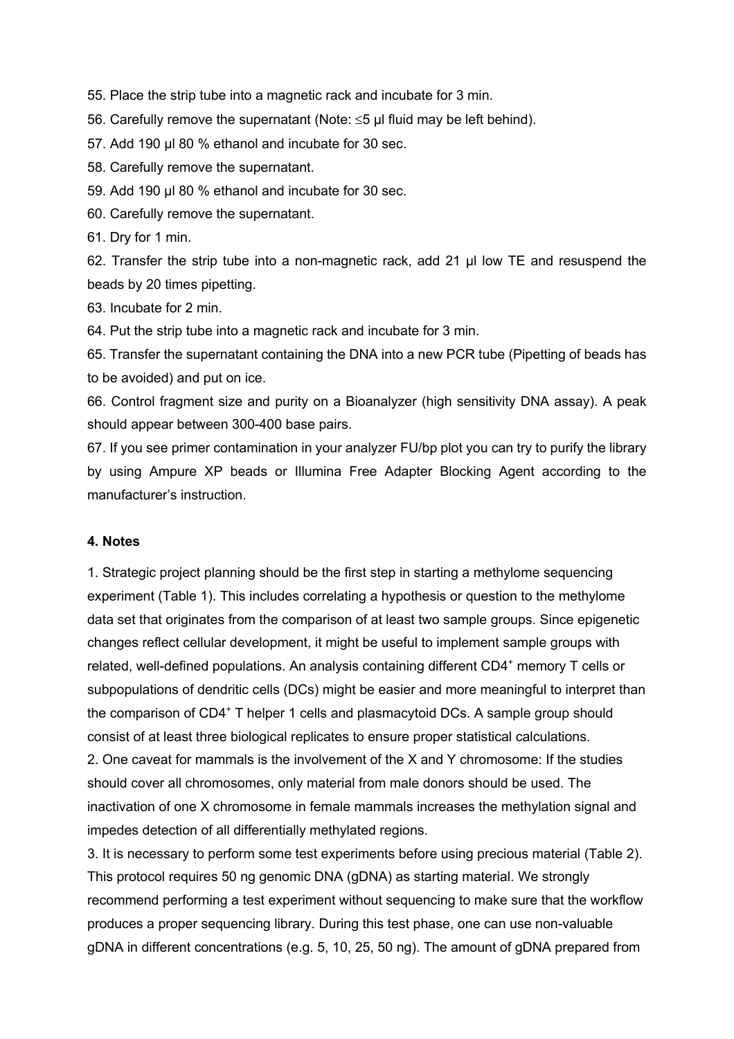55. Place the strip tube into a magnetic rack and incubate for 3 min.

56. Carefully remove the supernatant (Note: ≤5 µl fluid may be left behind).

57. Add 190 µl 80 % ethanol and incubate for 30 sec.

58. Carefully remove the supernatant.

59. Add 190 µl 80 % ethanol and incubate for 30 sec.

60. Carefully remove the supernatant.

61. Dry for 1 min.

62. Transfer the strip tube into a non-magnetic rack, add 21 µl low TE and resuspend the beads by 20 times pipetting.

63. Incubate for 2 min.

64. Put the strip tube into a magnetic rack and incubate for 3 min.

65. Transfer the supernatant containing the DNA into a new PCR tube (Pipetting of beads has to be avoided) and put on ice.

66. Control fragment size and purity on a Bioanalyzer (high sensitivity DNA assay). A peak should appear between 300-400 base pairs.

67. If you see primer contamination in your analyzer FU/bp plot you can try to purify the library by using Ampure XP beads or Illumina Free Adapter Blocking Agent according to the manufacturer's instruction.

### 4. Notes

1. Strategic project planning should be the first step in starting a methylome sequencing experiment (Table 1). This includes correlating a hypothesis or question to the methylome data set that originates from the comparison of at least two sample groups. Since epigenetic changes reflect cellular development, it might be useful to implement sample groups with related, well-defined populations. An analysis containing different CD4$^{+}$ memory T cells or subpopulations of dendritic cells (DCs) might be easier and more meaningful to interpret than the comparison of CD4$^{+}$ T helper 1 cells and plasmacytoid DCs. A sample group should consist of at least three biological replicates to ensure proper statistical calculations.

2. One caveat for mammals is the involvement of the X and Y chromosome: If the studies should cover all chromosomes, only material from male donors should be used. The inactivation of one X chromosome in female mammals increases the methylation signal and impedes detection of all differentially methylated regions.

3. It is necessary to perform some test experiments before using precious material (Table 2). This protocol requires 50 ng genomic DNA (gDNA) as starting material. We strongly recommend performing a test experiment without sequencing to make sure that the workflow produces a proper sequencing library. During this test phase, one can use non-valuable gDNA in different concentrations (e.g. 5, 10, 25, 50 ng). The amount of gDNA prepared from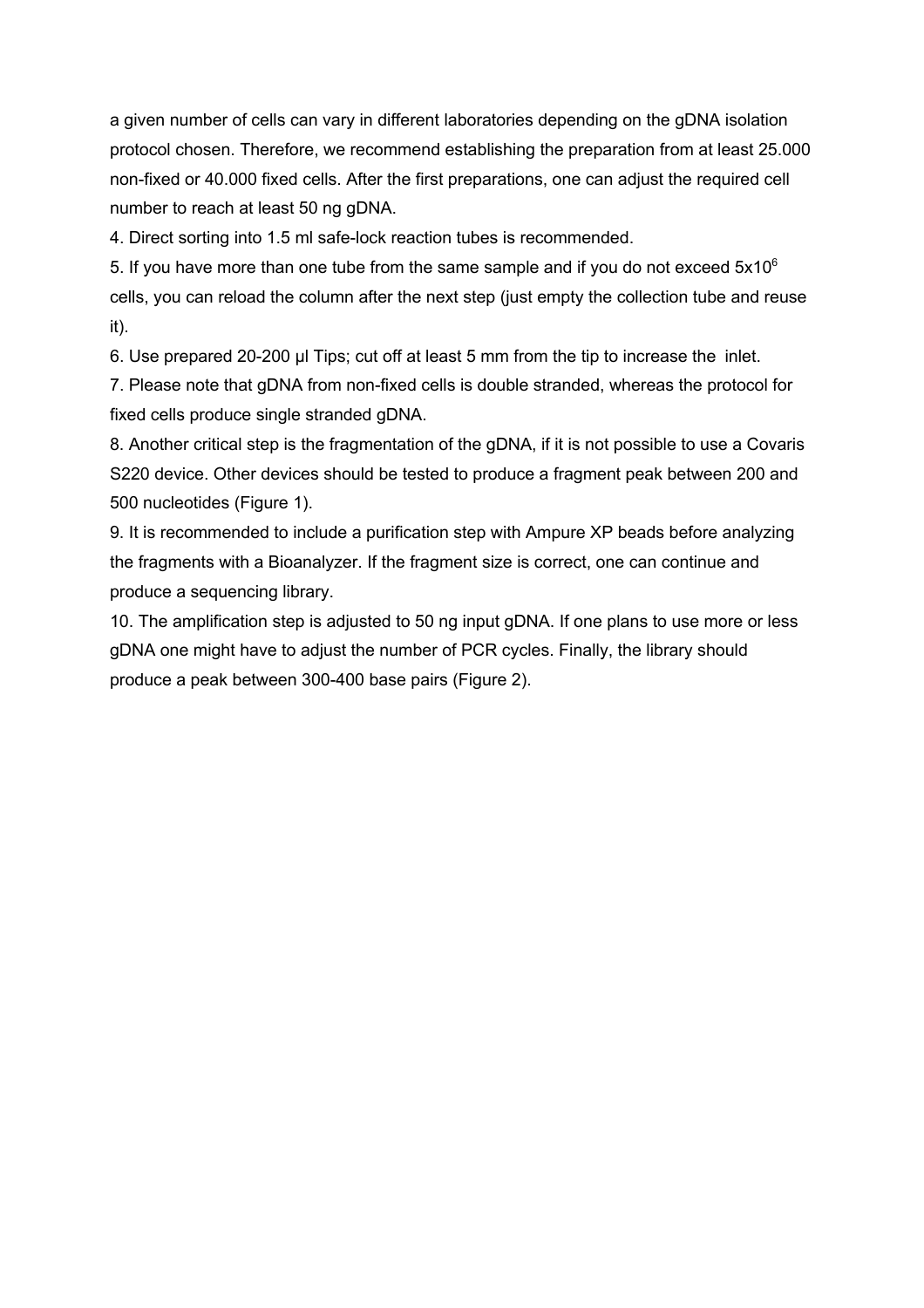a given number of cells can vary in different laboratories depending on the gDNA isolation protocol chosen. Therefore, we recommend establishing the preparation from at least 25.000 non-fixed or 40.000 fixed cells. After the first preparations, one can adjust the required cell number to reach at least 50 ng gDNA.

4. Direct sorting into 1.5 ml safe-lock reaction tubes is recommended.

5. If you have more than one tube from the same sample and if you do not exceed $5x10^6$ cells, you can reload the column after the next step (just empty the collection tube and reuse it).

6. Use prepared 20-200 µl Tips; cut off at least 5 mm from the tip to increase the inlet.

7. Please note that gDNA from non-fixed cells is double stranded, whereas the protocol for fixed cells produce single stranded gDNA.

8. Another critical step is the fragmentation of the gDNA, if it is not possible to use a Covaris S220 device. Other devices should be tested to produce a fragment peak between 200 and 500 nucleotides (Figure 1).

9. It is recommended to include a purification step with Ampure XP beads before analyzing the fragments with a Bioanalyzer. If the fragment size is correct, one can continue and produce a sequencing library.

10. The amplification step is adjusted to 50 ng input gDNA. If one plans to use more or less gDNA one might have to adjust the number of PCR cycles. Finally, the library should produce a peak between 300-400 base pairs (Figure 2).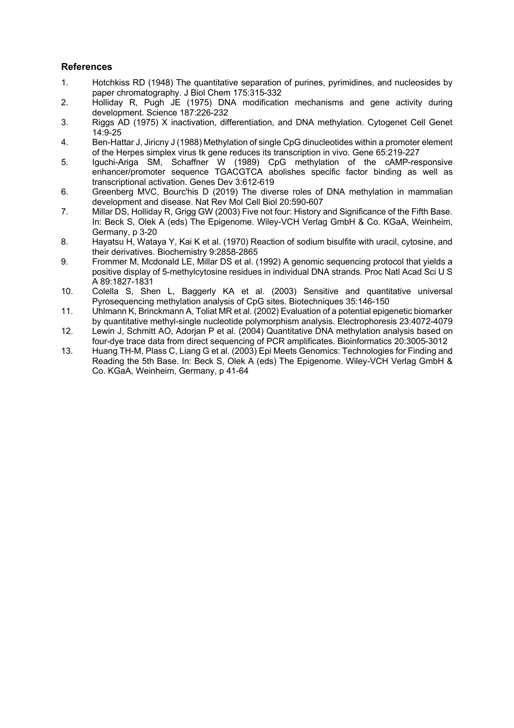## References

1. Hotchkiss RD (1948) The quantitative separation of purines, pyrimidines, and nucleosides by paper chromatography. J Biol Chem 175:315-332
2. Holliday R, Pugh JE (1975) DNA modification mechanisms and gene activity during development. Science 187:226-232
3. Riggs AD (1975) X inactivation, differentiation, and DNA methylation. Cytogenet Cell Genet 14:9-25
4. Ben-Hattar J, Jiricny J (1988) Methylation of single CpG dinucleotides within a promoter element of the Herpes simplex virus tk gene reduces its transcription in vivo. Gene 65:219-227
5. Iguchi-Ariga SM, Schaffner W (1989) CpG methylation of the cAMP-responsive enhancer/promoter sequence TGACGTCA abolishes specific factor binding as well as transcriptional activation. Genes Dev 3:612-619
6. Greenberg MVC, Bourc'his D (2019) The diverse roles of DNA methylation in mammalian development and disease. Nat Rev Mol Cell Biol 20:590-607
7. Millar DS, Holliday R, Grigg GW (2003) Five not four: History and Significance of the Fifth Base. In: Beck S, Olek A (eds) The Epigenome. Wiley-VCH Verlag GmbH & Co. KGaA, Weinheim, Germany, p 3-20
8. Hayatsu H, Wataya Y, Kai K et al. (1970) Reaction of sodium bisulfite with uracil, cytosine, and their derivatives. Biochemistry 9:2858-2865
9. Frommer M, Mcdonald LE, Millar DS et al. (1992) A genomic sequencing protocol that yields a positive display of 5-methylcytosine residues in individual DNA strands. Proc Natl Acad Sci U S A 89:1827-1831
10. Colella S, Shen L, Baggerly KA et al. (2003) Sensitive and quantitative universal Pyrosequencing methylation analysis of CpG sites. Biotechniques 35:146-150
11. Uhlmann K, Brinckmann A, Toliat MR et al. (2002) Evaluation of a potential epigenetic biomarker by quantitative methyl-single nucleotide polymorphism analysis. Electrophoresis 23:4072-4079
12. Lewin J, Schmitt AO, Adorjan P et al. (2004) Quantitative DNA methylation analysis based on four-dye trace data from direct sequencing of PCR amplificates. Bioinformatics 20:3005-3012
13. Huang TH-M, Plass C, Liang G et al. (2003) Epi Meets Genomics: Technologies for Finding and Reading the 5th Base. In: Beck S, Olek A (eds) The Epigenome. Wiley-VCH Verlag GmbH & Co. KGaA, Weinheim, Germany, p 41-64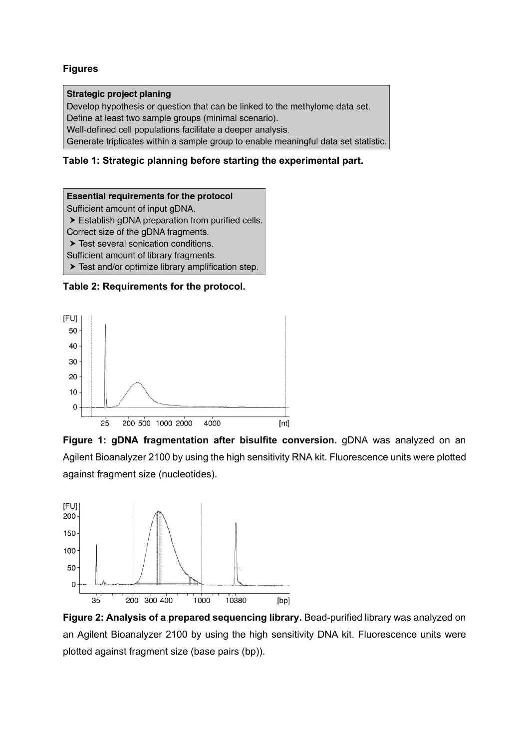**Figures**

| **Strategic project planing** |
| --- |
| Develop hypothesis or question that can be linked to the methylome data set. |
| Define at least two sample groups (minimal scenario). |
| Well-defined cell populations facilitate a deeper analysis. |
| Generate triplicates within a sample group to enable meaningful data set statistic. |

**Table 1: Strategic planning before starting the experimental part.**

| **Essential requirements for the protocol** |
| --- |
| Sufficient amount of input gDNA. |
| ➤ Establish gDNA preparation from purified cells. |
| Correct size of the gDNA fragments. |
| ➤ Test several sonication conditions. |
| Sufficient amount of library fragments. |
| ➤ Test and/or optimize library amplification step. |

**Table 2: Requirements for the protocol.**

[FU]
50
40
30
20
10
0
25 200 500 1000 2000 4000 [nt]

**Figure 1: gDNA fragmentation after bisulfite conversion.** gDNA was analyzed on an Agilent Bioanalyzer 2100 by using the high sensitivity RNA kit. Fluorescence units were plotted against fragment size (nucleotides).

[FU]
200
150
100
50
0
35 200 300 400 1000 10380 [bp]

**Figure 2: Analysis of a prepared sequencing library.** Bead-purified library was analyzed on an Agilent Bioanalyzer 2100 by using the high sensitivity DNA kit. Fluorescence units were plotted against fragment size (base pairs (bp)).